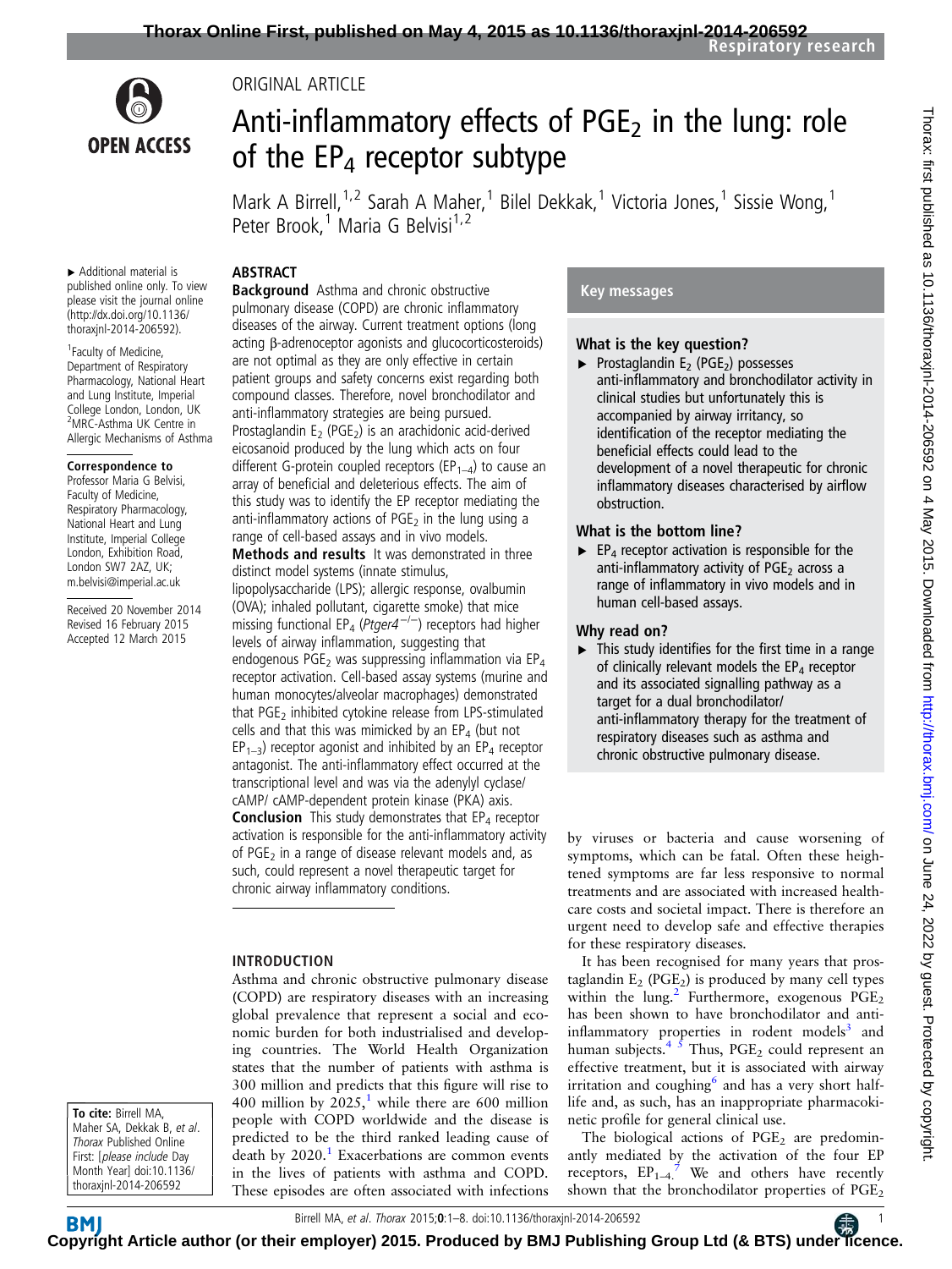ORIGINAL ARTICLE

# Anti-inflammatory effects of $PGE_2$ in the lung: role of the $EP_4$ receptor subtype

Mark A Birrell,[1,2] Sarah A Maher,[1] Bilel Dekkak,[1] Victoria Jones,[1] Sissie Wong,[1] Peter Brook,[1] Maria G Belvisi[1,2]

▸ Additional material is published online only. To view please visit the journal online (http://dx.doi.org/10.1136/thoraxjnl-2014-206592).

[1]Faculty of Medicine, Department of Respiratory Pharmacology, National Heart and Lung Institute, Imperial College London, London, UK
[2]MRC-Asthma UK Centre in Allergic Mechanisms of Asthma

**Correspondence to**
Professor Maria G Belvisi, Faculty of Medicine, Respiratory Pharmacology, National Heart and Lung Institute, Imperial College London, Exhibition Road, London SW7 2AZ, UK; m.belvisi@imperial.ac.uk

Received 20 November 2014
Revised 16 February 2015
Accepted 12 March 2015

## ABSTRACT

**Background** Asthma and chronic obstructive pulmonary disease (COPD) are chronic inflammatory diseases of the airway. Current treatment options (long acting β-adrenoceptor agonists and glucocorticosteroids) are not optimal as they are only effective in certain patient groups and safety concerns exist regarding both compound classes. Therefore, novel bronchodilator and anti-inflammatory strategies are being pursued. Prostaglandin $E_2$ ($PGE_2$) is an arachidonic acid-derived eicosanoid produced by the lung which acts on four different G-protein coupled receptors ($EP_{1-4}$) to cause an array of beneficial and deleterious effects. The aim of this study was to identify the EP receptor mediating the anti-inflammatory actions of $PGE_2$ in the lung using a range of cell-based assays and in vivo models.

**Methods and results** It was demonstrated in three distinct model systems (innate stimulus, lipopolysaccharide (LPS); allergic response, ovalbumin (OVA); inhaled pollutant, cigarette smoke) that mice missing functional $EP_4$ (*Ptger4*$^{-/-}$) receptors had higher levels of airway inflammation, suggesting that endogenous $PGE_2$ was suppressing inflammation via $EP_4$ receptor activation. Cell-based assay systems (murine and human monocytes/alveolar macrophages) demonstrated that $PGE_2$ inhibited cytokine release from LPS-stimulated cells and that this was mimicked by an $EP_4$ (but not $EP_{1-3}$) receptor agonist and inhibited by an $EP_4$ receptor antagonist. The anti-inflammatory effect occurred at the transcriptional level and was via the adenylyl cyclase/ cAMP/ cAMP-dependent protein kinase (PKA) axis.

**Conclusion** This study demonstrates that $EP_4$ receptor activation is responsible for the anti-inflammatory activity of $PGE_2$ in a range of disease relevant models and, as such, could represent a novel therapeutic target for chronic airway inflammatory conditions.

## Key messages

### What is the key question?

▸ Prostaglandin $E_2$ ($PGE_2$) possesses anti-inflammatory and bronchodilator activity in clinical studies but unfortunately this is accompanied by airway irritancy, so identification of the receptor mediating the beneficial effects could lead to the development of a novel therapeutic for chronic inflammatory diseases characterised by airflow obstruction.

### What is the bottom line?

▸ $EP_4$ receptor activation is responsible for the anti-inflammatory activity of $PGE_2$ across a range of inflammatory in vivo models and in human cell-based assays.

### Why read on?

▸ This study identifies for the first time in a range of clinically relevant models the $EP_4$ receptor and its associated signalling pathway as a target for a dual bronchodilator/ anti-inflammatory therapy for the treatment of respiratory diseases such as asthma and chronic obstructive pulmonary disease.

## INTRODUCTION

Asthma and chronic obstructive pulmonary disease (COPD) are respiratory diseases with an increasing global prevalence that represent a social and economic burden for both industrialised and developing countries. The World Health Organization states that the number of patients with asthma is 300 million and predicts that this figure will rise to 400 million by 2025,[1] while there are 600 million people with COPD worldwide and the disease is predicted to be the third ranked leading cause of death by 2020.[1] Exacerbations are common events in the lives of patients with asthma and COPD. These episodes are often associated with infections by viruses or bacteria and cause worsening of symptoms, which can be fatal. Often these heightened symptoms are far less responsive to normal treatments and are associated with increased healthcare costs and societal impact. There is therefore an urgent need to develop safe and effective therapies for these respiratory diseases.

It has been recognised for many years that prostaglandin $E_2$ ($PGE_2$) is produced by many cell types within the lung.[2] Furthermore, exogenous $PGE_2$ has been shown to have bronchodilator and anti-inflammatory properties in rodent models[3] and human subjects.[4 5] Thus, $PGE_2$ could represent an effective treatment, but it is associated with airway irritation and coughing[6] and has a very short half-life and, as such, has an inappropriate pharmacokinetic profile for general clinical use.

The biological actions of $PGE_2$ are predominantly mediated by the activation of the four EP receptors, $EP_{1-4}$.[7] We and others have recently shown that the bronchodilator properties of $PGE_2$

**To cite:** Birrell MA, Maher SA, Dekkak B, *et al*. *Thorax* Published Online First: [*please include* Day Month Year] doi:10.1136/thoraxjnl-2014-206592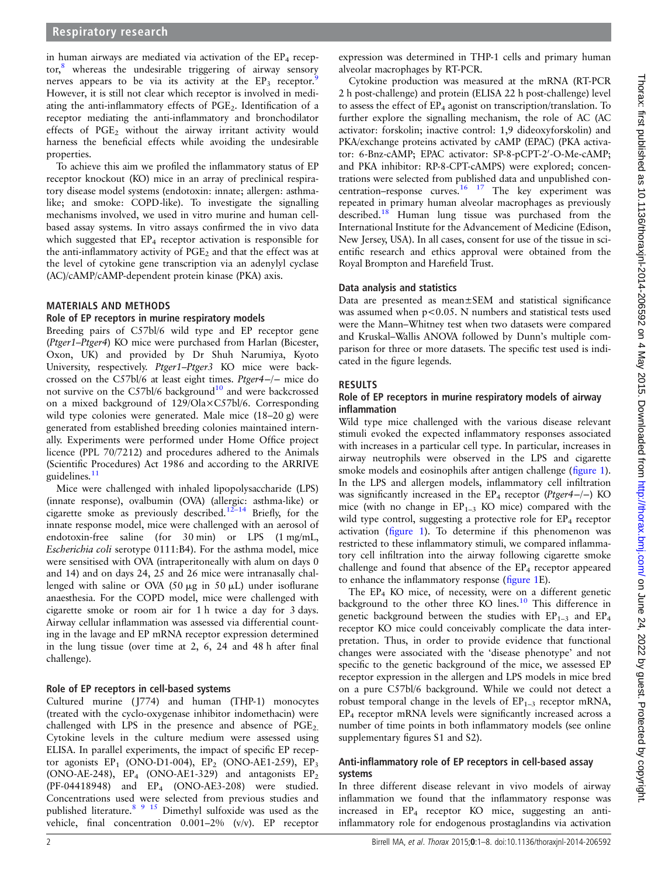in human airways are mediated via activation of the $EP_4$ receptor,[8] whereas the undesirable triggering of airway sensory nerves appears to be via its activity at the $EP_3$ receptor.[9] However, it is still not clear which receptor is involved in mediating the anti-inflammatory effects of $PGE_2$. Identification of a receptor mediating the anti-inflammatory and bronchodilator effects of $PGE_2$ without the airway irritant activity would harness the beneficial effects while avoiding the undesirable properties.

To achieve this aim we profiled the inflammatory status of EP receptor knockout (KO) mice in an array of preclinical respiratory disease model systems (endotoxin: innate; allergen: asthma-like; and smoke: COPD-like). To investigate the signalling mechanisms involved, we used in vitro murine and human cell-based assay systems. In vitro assays confirmed the in vivo data which suggested that $EP_4$ receptor activation is responsible for the anti-inflammatory activity of $PGE_2$ and that the effect was at the level of cytokine gene transcription via an adenylyl cyclase (AC)/cAMP/cAMP-dependent protein kinase (PKA) axis.

## MATERIALS AND METHODS

### Role of EP receptors in murine respiratory models

Breeding pairs of C57bl/6 wild type and EP receptor gene (*Ptger1–Ptger4*) KO mice were purchased from Harlan (Bicester, Oxon, UK) and provided by Dr Shuh Narumiya, Kyoto University, respectively. *Ptger1–Ptger3* KO mice were backcrossed on the C57bl/6 at least eight times. *Ptger4*−/− mice do not survive on the C57bl/6 background[10] and were backcrossed on a mixed background of 129/Ola×C57bl/6. Corresponding wild type colonies were generated. Male mice (18–20 g) were generated from established breeding colonies maintained internally. Experiments were performed under Home Office project licence (PPL 70/7212) and procedures adhered to the Animals (Scientific Procedures) Act 1986 and according to the ARRIVE guidelines.[11]

Mice were challenged with inhaled lipopolysaccharide (LPS) (innate response), ovalbumin (OVA) (allergic: asthma-like) or cigarette smoke as previously described.[12–14] Briefly, for the innate response model, mice were challenged with an aerosol of endotoxin-free saline (for 30 min) or LPS (1 mg/mL, *Escherichia coli* serotype 0111:B4). For the asthma model, mice were sensitised with OVA (intraperitoneally with alum on days 0 and 14) and on days 24, 25 and 26 mice were intranasally challenged with saline or OVA (50 μg in 50 μL) under isoflurane anaesthesia. For the COPD model, mice were challenged with cigarette smoke or room air for 1 h twice a day for 3 days. Airway cellular inflammation was assessed via differential counting in the lavage and EP mRNA receptor expression determined in the lung tissue (over time at 2, 6, 24 and 48 h after final challenge).

### Role of EP receptors in cell-based systems

Cultured murine (J774) and human (THP-1) monocytes (treated with the cyclo-oxygenase inhibitor indomethacin) were challenged with LPS in the presence and absence of $PGE_2$. Cytokine levels in the culture medium were assessed using ELISA. In parallel experiments, the impact of specific EP receptor agonists $EP_1$ (ONO-D1-004), $EP_2$ (ONO-AE1-259), $EP_3$ (ONO-AE-248), $EP_4$ (ONO-AE1-329) and antagonists $EP_2$ (PF-04418948) and $EP_4$ (ONO-AE3-208) were studied. Concentrations used were selected from previous studies and published literature.[8 9 15] Dimethyl sulfoxide was used as the vehicle, final concentration 0.001–2% (v/v). EP receptor expression was determined in THP-1 cells and primary human alveolar macrophages by RT-PCR.

Cytokine production was measured at the mRNA (RT-PCR 2 h post-challenge) and protein (ELISA 22 h post-challenge) level to assess the effect of $EP_4$ agonist on transcription/translation. To further explore the signalling mechanism, the role of AC (AC activator: forskolin; inactive control: 1,9 dideoxyforskolin) and PKA/exchange proteins activated by cAMP (EPAC) (PKA activator: 6-Bnz-cAMP; EPAC activator: SP-8-pCPT-2′-O-Me-cAMP; and PKA inhibitor: RP-8-CPT-cAMPS) were explored; concentrations were selected from published data and unpublished concentration–response curves.[16 17] The key experiment was repeated in primary human alveolar macrophages as previously described.[18] Human lung tissue was purchased from the International Institute for the Advancement of Medicine (Edison, New Jersey, USA). In all cases, consent for use of the tissue in scientific research and ethics approval were obtained from the Royal Brompton and Harefield Trust.

### Data analysis and statistics

Data are presented as mean±SEM and statistical significance was assumed when $p<0.05$. N numbers and statistical tests used were the Mann–Whitney test when two datasets were compared and Kruskal–Wallis ANOVA followed by Dunn's multiple comparison for three or more datasets. The specific test used is indicated in the figure legends.

## RESULTS

### Role of EP receptors in murine respiratory models of airway inflammation

Wild type mice challenged with the various disease relevant stimuli evoked the expected inflammatory responses associated with increases in a particular cell type. In particular, increases in airway neutrophils were observed in the LPS and cigarette smoke models and eosinophils after antigen challenge (figure 1). In the LPS and allergen models, inflammatory cell infiltration was significantly increased in the $EP_4$ receptor (*Ptger4*−/−) KO mice (with no change in $EP_{1–3}$ KO mice) compared with the wild type control, suggesting a protective role for $EP_4$ receptor activation (figure 1). To determine if this phenomenon was restricted to these inflammatory stimuli, we compared inflammatory cell infiltration into the airway following cigarette smoke challenge and found that absence of the $EP_4$ receptor appeared to enhance the inflammatory response (figure 1E).

The $EP_4$ KO mice, of necessity, were on a different genetic background to the other three KO lines.[10] This difference in genetic background between the studies with $EP_{1–3}$ and $EP_4$ receptor KO mice could conceivably complicate the data interpretation. Thus, in order to provide evidence that functional changes were associated with the 'disease phenotype' and not specific to the genetic background of the mice, we assessed EP receptor expression in the allergen and LPS models in mice bred on a pure C57bl/6 background. While we could not detect a robust temporal change in the levels of $EP_{1–3}$ receptor mRNA, $EP_4$ receptor mRNA levels were significantly increased across a number of time points in both inflammatory models (see online supplementary figures S1 and S2).

### Anti-inflammatory role of EP receptors in cell-based assay systems

In three different disease relevant in vivo models of airway inflammation we found that the inflammatory response was increased in $EP_4$ receptor KO mice, suggesting an anti-inflammatory role for endogenous prostaglandins via activation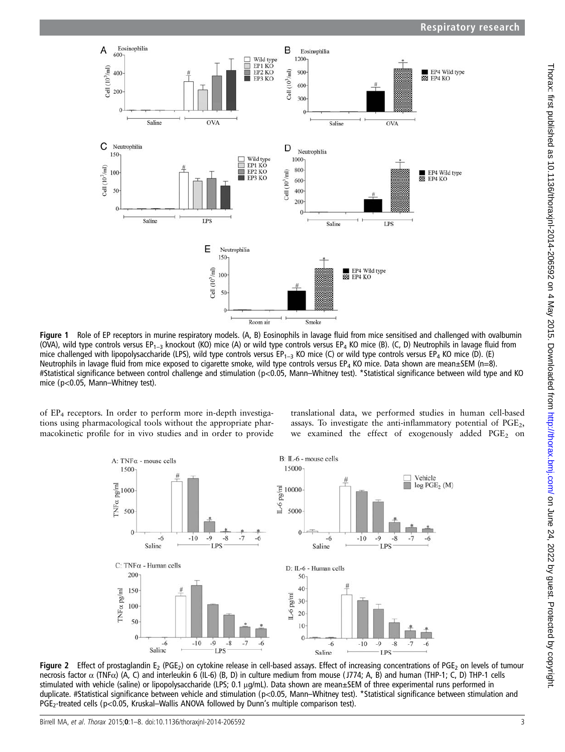Figure 1 Role of EP receptors in murine respiratory models. (A, B) Eosinophils in lavage fluid from mice sensitised and challenged with ovalbumin (OVA), wild type controls versus $EP_{1-3}$ knockout (KO) mice (A) or wild type controls versus $EP_4$ KO mice (B). (C, D) Neutrophils in lavage fluid from mice challenged with lipopolysaccharide (LPS), wild type controls versus $EP_{1-3}$ KO mice (C) or wild type controls versus $EP_4$ KO mice (D). (E) Neutrophils in lavage fluid from mice exposed to cigarette smoke, wild type controls versus $EP_4$ KO mice. Data shown are mean±SEM (n=8). #Statistical significance between control challenge and stimulation ($p<0.05$, Mann–Whitney test). *Statistical significance between wild type and KO mice ($p<0.05$, Mann–Whitney test).

of $EP_4$ receptors. In order to perform more in-depth investigations using pharmacological tools without the appropriate pharmacokinetic profile for in vivo studies and in order to provide translational data, we performed studies in human cell-based assays. To investigate the anti-inflammatory potential of $PGE_2$, we examined the effect of exogenously added $PGE_2$ on

Figure 2 Effect of prostaglandin $E_2$ ($PGE_2$) on cytokine release in cell-based assays. Effect of increasing concentrations of $PGE_2$ on levels of tumour necrosis factor α (TNFα) (A, C) and interleukin 6 (IL-6) (B, D) in culture medium from mouse (J774; A, B) and human (THP-1; C, D) THP-1 cells stimulated with vehicle (saline) or lipopolysaccharide (LPS; 0.1 μg/mL). Data shown are mean±SEM of three experimental runs performed in duplicate. #Statistical significance between vehicle and stimulation ($p<0.05$, Mann–Whitney test). *Statistical significance between stimulation and $PGE_2$-treated cells ($p<0.05$, Kruskal–Wallis ANOVA followed by Dunn's multiple comparison test).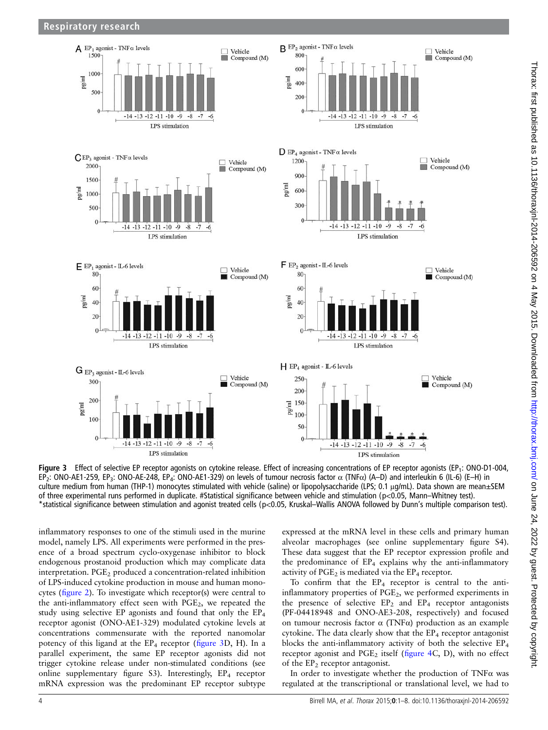Figure 3 Effect of selective EP receptor agonists on cytokine release. Effect of increasing concentrations of EP receptor agonists ($EP_1$: ONO-D1-004, $EP_2$: ONO-AE1-259, $EP_3$: ONO-AE-248, $EP_4$: ONO-AE1-329) on levels of tumour necrosis factor α (TNFα) (A–D) and interleukin 6 (IL-6) (E–H) in culture medium from human (THP-1) monocytes stimulated with vehicle (saline) or lipopolysaccharide (LPS; 0.1 μg/mL). Data shown are mean±SEM of three experimental runs performed in duplicate. #Statistical significance between vehicle and stimulation ($p<0.05$, Mann–Whitney test). *statistical significance between stimulation and agonist treated cells ($p<0.05$, Kruskal–Wallis ANOVA followed by Dunn's multiple comparison test).

inflammatory responses to one of the stimuli used in the murine model, namely LPS. All experiments were performed in the presence of a broad spectrum cyclo-oxygenase inhibitor to block endogenous prostanoid production which may complicate data interpretation. $PGE_2$ produced a concentration-related inhibition of LPS-induced cytokine production in mouse and human monocytes (figure 2). To investigate which receptor(s) were central to the anti-inflammatory effect seen with $PGE_2$, we repeated the study using selective EP agonists and found that only the $EP_4$ receptor agonist (ONO-AE1-329) modulated cytokine levels at concentrations commensurate with the reported nanomolar potency of this ligand at the $EP_4$ receptor (figure 3D, H). In a parallel experiment, the same EP receptor agonists did not trigger cytokine release under non-stimulated conditions (see online supplementary figure S3). Interestingly, $EP_4$ receptor mRNA expression was the predominant EP receptor subtype expressed at the mRNA level in these cells and primary human alveolar macrophages (see online supplementary figure S4). These data suggest that the EP receptor expression profile and the predominance of $EP_4$ explains why the anti-inflammatory activity of $PGE_2$ is mediated via the $EP_4$ receptor.

To confirm that the $EP_4$ receptor is central to the anti-inflammatory properties of $PGE_2$, we performed experiments in the presence of selective $EP_2$ and $EP_4$ receptor antagonists (PF-04418948 and ONO-AE3-208, respectively) and focused on tumour necrosis factor α (TNFα) production as an example cytokine. The data clearly show that the $EP_4$ receptor antagonist blocks the anti-inflammatory activity of both the selective $EP_4$ receptor agonist and $PGE_2$ itself (figure 4C, D), with no effect of the $EP_2$ receptor antagonist.

In order to investigate whether the production of TNFα was regulated at the transcriptional or translational level, we had to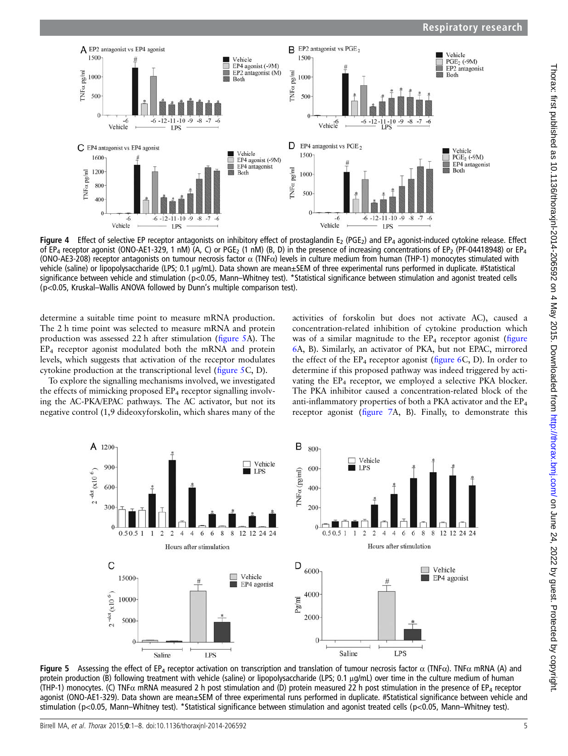Figure 4 Effect of selective EP receptor antagonists on inhibitory effect of prostaglandin $E_2$ ($PGE_2$) and $EP_4$ agonist-induced cytokine release. Effect of $EP_4$ receptor agonist (ONO-AE1-329, 1 nM) (A, C) or $PGE_2$ (1 nM) (B, D) in the presence of increasing concentrations of $EP_2$ (PF-04418948) or $EP_4$ (ONO-AE3-208) receptor antagonists on tumour necrosis factor α (TNFα) levels in culture medium from human (THP-1) monocytes stimulated with vehicle (saline) or lipopolysaccharide (LPS; 0.1 μg/mL). Data shown are mean±SEM of three experimental runs performed in duplicate. #Statistical significance between vehicle and stimulation ($p<0.05$, Mann–Whitney test). *Statistical significance between stimulation and agonist treated cells ($p<0.05$, Kruskal–Wallis ANOVA followed by Dunn's multiple comparison test).

determine a suitable time point to measure mRNA production. The 2 h time point was selected to measure mRNA and protein production was assessed 22 h after stimulation (figure 5A). The $EP_4$ receptor agonist modulated both the mRNA and protein levels, which suggests that activation of the receptor modulates cytokine production at the transcriptional level (figure 5C, D).

To explore the signalling mechanisms involved, we investigated the effects of mimicking proposed $EP_4$ receptor signalling involving the AC-PKA/EPAC pathways. The AC activator, but not its negative control (1,9 dideoxyforskolin, which shares many of the activities of forskolin but does not activate AC), caused a concentration-related inhibition of cytokine production which was of a similar magnitude to the $EP_4$ receptor agonist (figure 6A, B). Similarly, an activator of PKA, but not EPAC, mirrored the effect of the $EP_4$ receptor agonist (figure 6C, D). In order to determine if this proposed pathway was indeed triggered by activating the $EP_4$ receptor, we employed a selective PKA blocker. The PKA inhibitor caused a concentration-related block of the anti-inflammatory properties of both a PKA activator and the $EP_4$ receptor agonist (figure 7A, B). Finally, to demonstrate this

Figure 5 Assessing the effect of $EP_4$ receptor activation on transcription and translation of tumour necrosis factor α (TNFα). TNFα mRNA (A) and protein production (B) following treatment with vehicle (saline) or lipopolysaccharide (LPS; 0.1 μg/mL) over time in the culture medium of human (THP-1) monocytes. (C) TNFα mRNA measured 2 h post stimulation and (D) protein measured 22 h post stimulation in the presence of $EP_4$ receptor agonist (ONO-AE1-329). Data shown are mean±SEM of three experimental runs performed in duplicate. #Statistical significance between vehicle and stimulation ($p<0.05$, Mann–Whitney test). *Statistical significance between stimulation and agonist treated cells ($p<0.05$, Mann–Whitney test).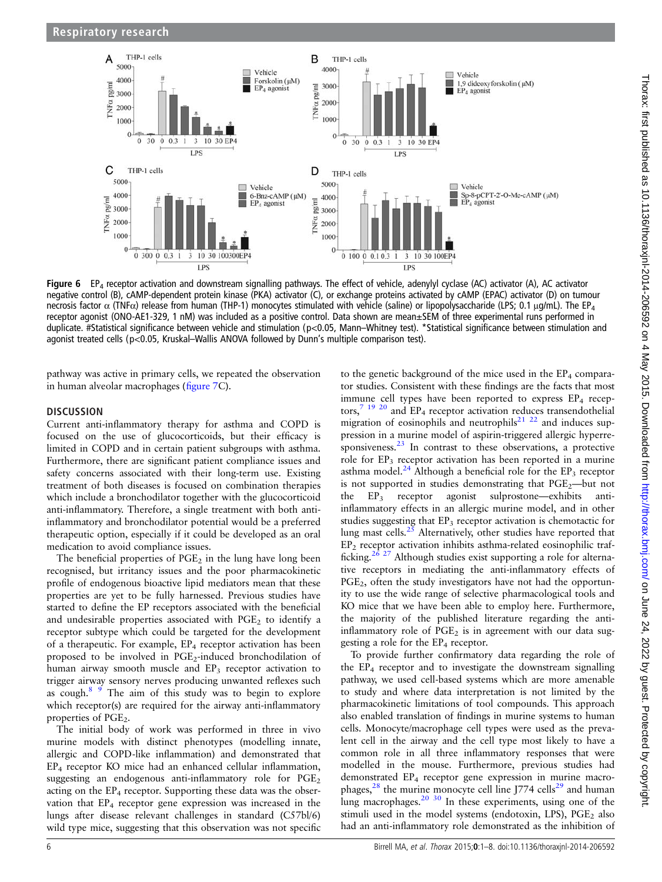**Figure 6** $EP_4$ receptor activation and downstream signalling pathways. The effect of vehicle, adenylyl cyclase (AC) activator (A), AC activator negative control (B), cAMP-dependent protein kinase (PKA) activator (C), or exchange proteins activated by cAMP (EPAC) activator (D) on tumour necrosis factor α (TNFα) release from human (THP-1) monocytes stimulated with vehicle (saline) or lipopolysaccharide (LPS; 0.1 μg/mL). The $EP_4$ receptor agonist (ONO-AE1-329, 1 nM) was included as a positive control. Data shown are mean±SEM of three experimental runs performed in duplicate. #Statistical significance between vehicle and stimulation (p<0.05, Mann–Whitney test). *Statistical significance between stimulation and agonist treated cells (p<0.05, Kruskal–Wallis ANOVA followed by Dunn's multiple comparison test).

pathway was active in primary cells, we repeated the observation in human alveolar macrophages (figure 7C).

## DISCUSSION

Current anti-inflammatory therapy for asthma and COPD is focused on the use of glucocorticoids, but their efficacy is limited in COPD and in certain patient subgroups with asthma. Furthermore, there are significant patient compliance issues and safety concerns associated with their long-term use. Existing treatment of both diseases is focused on combination therapies which include a bronchodilator together with the glucocorticoid anti-inflammatory. Therefore, a single treatment with both anti-inflammatory and bronchodilator potential would be a preferred therapeutic option, especially if it could be developed as an oral medication to avoid compliance issues.

The beneficial properties of $PGE_2$ in the lung have long been recognised, but irritancy issues and the poor pharmacokinetic profile of endogenous bioactive lipid mediators mean that these properties are yet to be fully harnessed. Previous studies have started to define the EP receptors associated with the beneficial and undesirable properties associated with $PGE_2$ to identify a receptor subtype which could be targeted for the development of a therapeutic. For example, $EP_4$ receptor activation has been proposed to be involved in $PGE_2$-induced bronchodilation of human airway smooth muscle and $EP_3$ receptor activation to trigger airway sensory nerves producing unwanted reflexes such as cough.[8 9] The aim of this study was to begin to explore which receptor(s) are required for the airway anti-inflammatory properties of $PGE_2$.

The initial body of work was performed in three in vivo murine models with distinct phenotypes (modelling innate, allergic and COPD-like inflammation) and demonstrated that $EP_4$ receptor KO mice had an enhanced cellular inflammation, suggesting an endogenous anti-inflammatory role for $PGE_2$ acting on the $EP_4$ receptor. Supporting these data was the observation that $EP_4$ receptor gene expression was increased in the lungs after disease relevant challenges in standard (C57bl/6) wild type mice, suggesting that this observation was not specific to the genetic background of the mice used in the $EP_4$ comparator studies. Consistent with these findings are the facts that most immune cell types have been reported to express $EP_4$ receptors,[7 19 20] and $EP_4$ receptor activation reduces transendothelial migration of eosinophils and neutrophils[21 22] and induces suppression in a murine model of aspirin-triggered allergic hyperresponsiveness.[23] In contrast to these observations, a protective role for $EP_3$ receptor activation has been reported in a murine asthma model.[24] Although a beneficial role for the $EP_3$ receptor is not supported in studies demonstrating that $PGE_2$—but not the $EP_3$ receptor agonist sulprostone—exhibits anti-inflammatory effects in an allergic murine model, and in other studies suggesting that $EP_3$ receptor activation is chemotactic for lung mast cells.[25] Alternatively, other studies have reported that $EP_2$ receptor activation inhibits asthma-related eosinophilic trafficking.[26 27] Although studies exist supporting a role for alternative receptors in mediating the anti-inflammatory effects of $PGE_2$, often the study investigators have not had the opportunity to use the wide range of selective pharmacological tools and KO mice that we have been able to employ here. Furthermore, the majority of the published literature regarding the anti-inflammatory role of $PGE_2$ is in agreement with our data suggesting a role for the $EP_4$ receptor.

To provide further confirmatory data regarding the role of the $EP_4$ receptor and to investigate the downstream signalling pathway, we used cell-based systems which are more amenable to study and where data interpretation is not limited by the pharmacokinetic limitations of tool compounds. This approach also enabled translation of findings in murine systems to human cells. Monocyte/macrophage cell types were used as the prevalent cell in the airway and the cell type most likely to have a common role in all three inflammatory responses that were modelled in the mouse. Furthermore, previous studies had demonstrated $EP_4$ receptor gene expression in murine macrophages,[28] the murine monocyte cell line J774 cells[29] and human lung macrophages.[20 30] In these experiments, using one of the stimuli used in the model systems (endotoxin, LPS), $PGE_2$ also had an anti-inflammatory role demonstrated as the inhibition of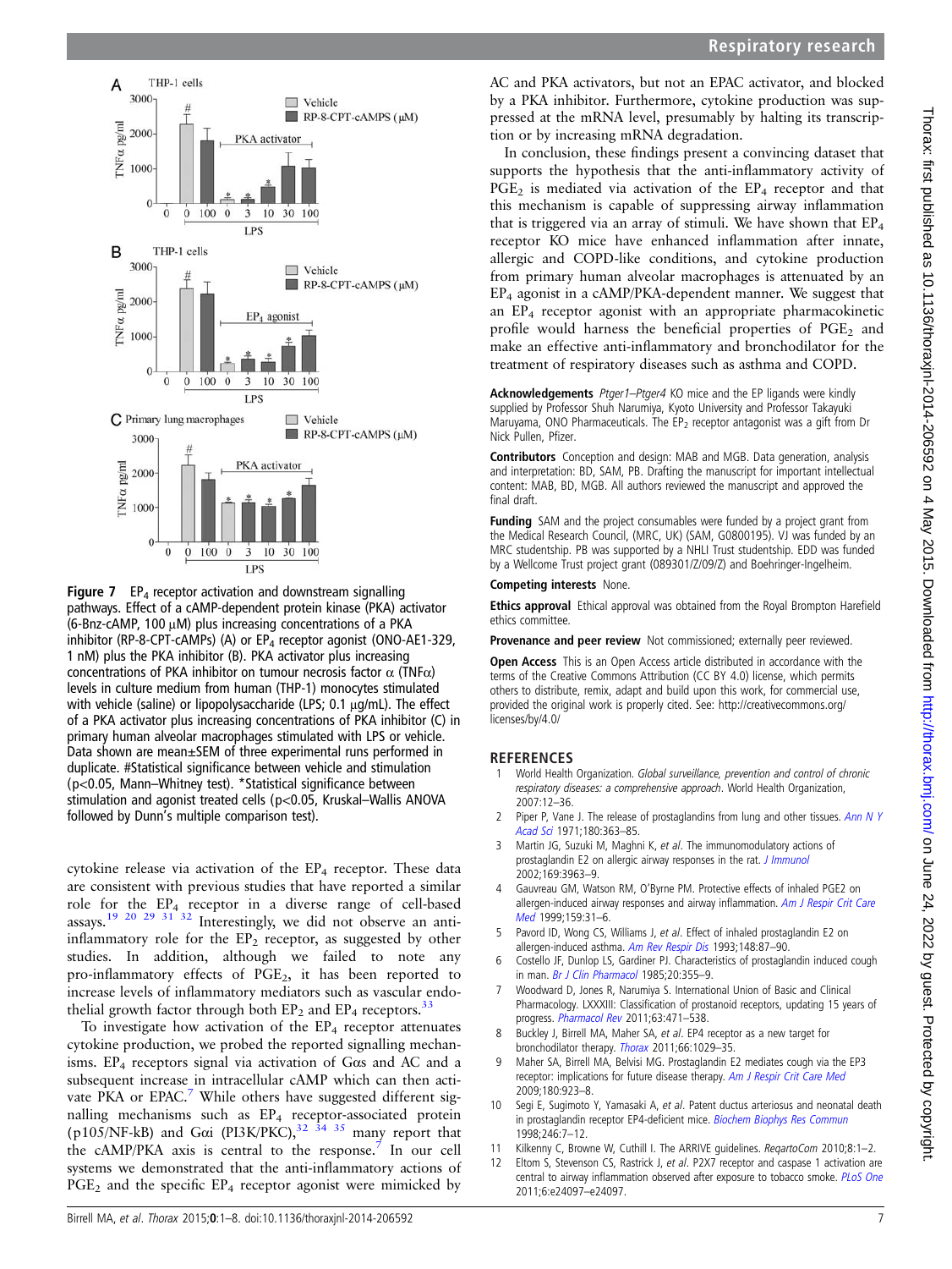**Figure 7** $EP_4$ receptor activation and downstream signalling pathways. Effect of a cAMP-dependent protein kinase (PKA) activator (6-Bnz-cAMP, 100 μM) plus increasing concentrations of a PKA inhibitor (RP-8-CPT-cAMPs) (A) or $EP_4$ receptor agonist (ONO-AE1-329, 1 nM) plus the PKA inhibitor (B). PKA activator plus increasing concentrations of PKA inhibitor on tumour necrosis factor α (TNFα) levels in culture medium from human (THP-1) monocytes stimulated with vehicle (saline) or lipopolysaccharide (LPS; 0.1 μg/mL). The effect of a PKA activator plus increasing concentrations of PKA inhibitor (C) in primary human alveolar macrophages stimulated with LPS or vehicle. Data shown are mean±SEM of three experimental runs performed in duplicate. #Statistical significance between vehicle and stimulation ($p<0.05$, Mann–Whitney test). *Statistical significance between stimulation and agonist treated cells ($p<0.05$, Kruskal–Wallis ANOVA followed by Dunn's multiple comparison test).

cytokine release via activation of the $EP_4$ receptor. These data are consistent with previous studies that have reported a similar role for the $EP_4$ receptor in a diverse range of cell-based assays.[19 20 29 31 32] Interestingly, we did not observe an anti-inflammatory role for the $EP_2$ receptor, as suggested by other studies. In addition, although we failed to note any pro-inflammatory effects of $PGE_2$, it has been reported to increase levels of inflammatory mediators such as vascular endothelial growth factor through both $EP_2$ and $EP_4$ receptors.[33]

To investigate how activation of the $EP_4$ receptor attenuates cytokine production, we probed the reported signalling mechanisms. $EP_4$ receptors signal via activation of Gαs and AC and a subsequent increase in intracellular cAMP which can then activate PKA or EPAC.[7] While others have suggested different signalling mechanisms such as $EP_4$ receptor-associated protein (p105/NF-kB) and Gαi (PI3K/PKC),[32 34 35] many report that the cAMP/PKA axis is central to the response.[7] In our cell systems we demonstrated that the anti-inflammatory actions of $PGE_2$ and the specific $EP_4$ receptor agonist were mimicked by AC and PKA activators, but not an EPAC activator, and blocked by a PKA inhibitor. Furthermore, cytokine production was suppressed at the mRNA level, presumably by halting its transcription or by increasing mRNA degradation.

In conclusion, these findings present a convincing dataset that supports the hypothesis that the anti-inflammatory activity of $PGE_2$ is mediated via activation of the $EP_4$ receptor and that this mechanism is capable of suppressing airway inflammation that is triggered via an array of stimuli. We have shown that $EP_4$ receptor KO mice have enhanced inflammation after innate, allergic and COPD-like conditions, and cytokine production from primary human alveolar macrophages is attenuated by an $EP_4$ agonist in a cAMP/PKA-dependent manner. We suggest that an $EP_4$ receptor agonist with an appropriate pharmacokinetic profile would harness the beneficial properties of $PGE_2$ and make an effective anti-inflammatory and bronchodilator for the treatment of respiratory diseases such as asthma and COPD.

**Acknowledgements** *Ptger1–Ptger4* KO mice and the EP ligands were kindly supplied by Professor Shuh Narumiya, Kyoto University and Professor Takayuki Maruyama, ONO Pharmaceuticals. The $EP_2$ receptor antagonist was a gift from Dr Nick Pullen, Pfizer.

**Contributors** Conception and design: MAB and MGB. Data generation, analysis and interpretation: BD, SAM, PB. Drafting the manuscript for important intellectual content: MAB, BD, MGB. All authors reviewed the manuscript and approved the final draft.

**Funding** SAM and the project consumables were funded by a project grant from the Medical Research Council, (MRC, UK) (SAM, G0800195). VJ was funded by an MRC studentship. PB was supported by a NHLI Trust studentship. EDD was funded by a Wellcome Trust project grant (089301/Z/09/Z) and Boehringer-Ingelheim.

**Competing interests** None.

**Ethics approval** Ethical approval was obtained from the Royal Brompton Harefield ethics committee.

**Provenance and peer review** Not commissioned; externally peer reviewed.

**Open Access** This is an Open Access article distributed in accordance with the terms of the Creative Commons Attribution (CC BY 4.0) license, which permits others to distribute, remix, adapt and build upon this work, for commercial use, provided the original work is properly cited. See: http://creativecommons.org/licenses/by/4.0/

## REFERENCES

1. World Health Organization. *Global surveillance, prevention and control of chronic respiratory diseases: a comprehensive approach*. World Health Organization, 2007:12–36.
2. Piper P, Vane J. The release of prostaglandins from lung and other tissues. *Ann N Y Acad Sci* 1971;180:363–85.
3. Martin JG, Suzuki M, Maghni K, *et al*. The immunomodulatory actions of prostaglandin E2 on allergic airway responses in the rat. *J Immunol* 2002;169:3963–9.
4. Gauvreau GM, Watson RM, O'Byrne PM. Protective effects of inhaled PGE2 on allergen-induced airway responses and airway inflammation. *Am J Respir Crit Care Med* 1999;159:31–6.
5. Pavord ID, Wong CS, Williams J, *et al*. Effect of inhaled prostaglandin E2 on allergen-induced asthma. *Am Rev Respir Dis* 1993;148:87–90.
6. Costello JF, Dunlop LS, Gardiner PJ. Characteristics of prostaglandin induced cough in man. *Br J Clin Pharmacol* 1985;20:355–9.
7. Woodward D, Jones R, Narumiya S. International Union of Basic and Clinical Pharmacology. LXXXIII: Classification of prostanoid receptors, updating 15 years of progress. *Pharmacol Rev* 2011;63:471–538.
8. Buckley J, Birrell MA, Maher SA, *et al*. EP4 receptor as a new target for bronchodilator therapy. *Thorax* 2011;66:1029–35.
9. Maher SA, Birrell MA, Belvisi MG. Prostaglandin E2 mediates cough via the EP3 receptor: implications for future disease therapy. *Am J Respir Crit Care Med* 2009;180:923–8.
10. Segi E, Sugimoto Y, Yamasaki A, *et al*. Patent ductus arteriosus and neonatal death in prostaglandin receptor EP4-deficient mice. *Biochem Biophys Res Commun* 1998;246:7–12.
11. Kilkenny C, Browne W, Cuthill I. The ARRIVE guidelines. *ReqartoCom* 2010;8:1–2.
12. Eltom S, Stevenson CS, Rastrick J, *et al*. P2X7 receptor and caspase 1 activation are central to airway inflammation observed after exposure to tobacco smoke. *PLoS One* 2011;6:e24097–e24097.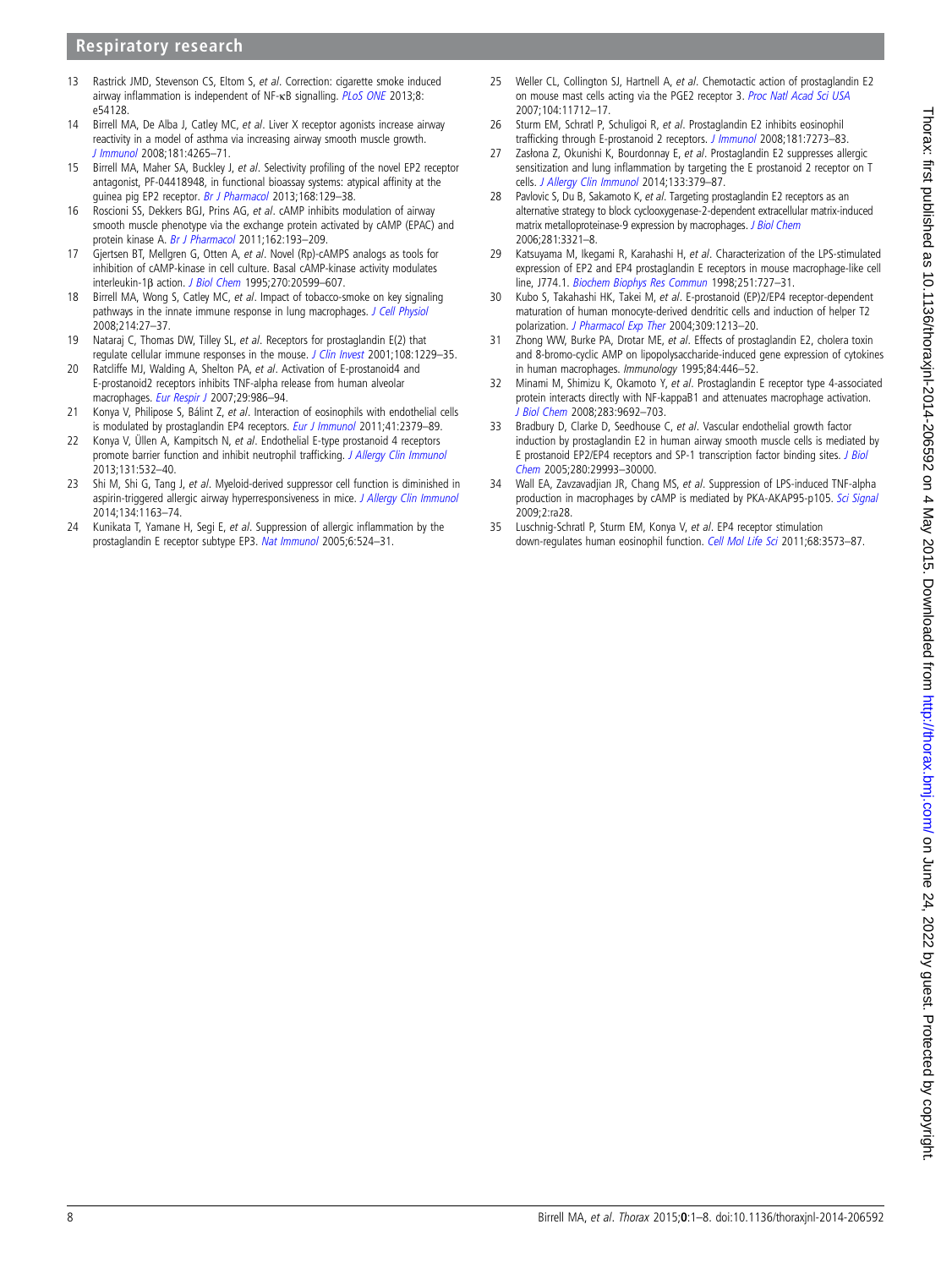13 Rastrick JMD, Stevenson CS, Eltom S, *et al*. Correction: cigarette smoke induced airway inflammation is independent of NF-κB signalling. *PLoS ONE* 2013;8: e54128.
14 Birrell MA, De Alba J, Catley MC, *et al*. Liver X receptor agonists increase airway reactivity in a model of asthma via increasing airway smooth muscle growth. *J Immunol* 2008;181:4265–71.
15 Birrell MA, Maher SA, Buckley J, *et al*. Selectivity profiling of the novel EP2 receptor antagonist, PF-04418948, in functional bioassay systems: atypical affinity at the guinea pig EP2 receptor. *Br J Pharmacol* 2013;168:129–38.
16 Roscioni SS, Dekkers BGJ, Prins AG, *et al*. cAMP inhibits modulation of airway smooth muscle phenotype via the exchange protein activated by cAMP (EPAC) and protein kinase A. *Br J Pharmacol* 2011;162:193–209.
17 Gjertsen BT, Mellgren G, Otten A, *et al*. Novel (Rp)-cAMPS analogs as tools for inhibition of cAMP-kinase in cell culture. Basal cAMP-kinase activity modulates interleukin-1β action. *J Biol Chem* 1995;270:20599–607.
18 Birrell MA, Wong S, Catley MC, *et al*. Impact of tobacco-smoke on key signaling pathways in the innate immune response in lung macrophages. *J Cell Physiol* 2008;214:27–37.
19 Nataraj C, Thomas DW, Tilley SL, *et al*. Receptors for prostaglandin E(2) that regulate cellular immune responses in the mouse. *J Clin Invest* 2001;108:1229–35.
20 Ratcliffe MJ, Walding A, Shelton PA, *et al*. Activation of E-prostanoid4 and E-prostanoid2 receptors inhibits TNF-alpha release from human alveolar macrophages. *Eur Respir J* 2007;29:986–94.
21 Konya V, Philipose S, Bálint Z, *et al*. Interaction of eosinophils with endothelial cells is modulated by prostaglandin EP4 receptors. *Eur J Immunol* 2011;41:2379–89.
22 Konya V, Üllen A, Kampitsch N, *et al*. Endothelial E-type prostanoid 4 receptors promote barrier function and inhibit neutrophil trafficking. *J Allergy Clin Immunol* 2013;131:532–40.
23 Shi M, Shi G, Tang J, *et al*. Myeloid-derived suppressor cell function is diminished in aspirin-triggered allergic airway hyperresponsiveness in mice. *J Allergy Clin Immunol* 2014;134:1163–74.
24 Kunikata T, Yamane H, Segi E, *et al*. Suppression of allergic inflammation by the prostaglandin E receptor subtype EP3. *Nat Immunol* 2005;6:524–31.
25 Weller CL, Collington SJ, Hartnell A, *et al*. Chemotactic action of prostaglandin E2 on mouse mast cells acting via the PGE2 receptor 3. *Proc Natl Acad Sci USA* 2007;104:11712–17.
26 Sturm EM, Schratl P, Schuligoi R, *et al*. Prostaglandin E2 inhibits eosinophil trafficking through E-prostanoid 2 receptors. *J Immunol* 2008;181:7273–83.
27 Zasłona Z, Okunishi K, Bourdonnay E, *et al*. Prostaglandin E2 suppresses allergic sensitization and lung inflammation by targeting the E prostanoid 2 receptor on T cells. *J Allergy Clin Immunol* 2014;133:379–87.
28 Pavlovic S, Du B, Sakamoto K, *et al*. Targeting prostaglandin E2 receptors as an alternative strategy to block cyclooxygenase-2-dependent extracellular matrix-induced matrix metalloproteinase-9 expression by macrophages. *J Biol Chem* 2006;281:3321–8.
29 Katsuyama M, Ikegami R, Karahashi H, *et al*. Characterization of the LPS-stimulated expression of EP2 and EP4 prostaglandin E receptors in mouse macrophage-like cell line, J774.1. *Biochem Biophys Res Commun* 1998;251:727–31.
30 Kubo S, Takahashi HK, Takei M, *et al*. E-prostanoid (EP)2/EP4 receptor-dependent maturation of human monocyte-derived dendritic cells and induction of helper T2 polarization. *J Pharmacol Exp Ther* 2004;309:1213–20.
31 Zhong WW, Burke PA, Drotar ME, *et al*. Effects of prostaglandin E2, cholera toxin and 8-bromo-cyclic AMP on lipopolysaccharide-induced gene expression of cytokines in human macrophages. *Immunology* 1995;84:446–52.
32 Minami M, Shimizu K, Okamoto Y, *et al*. Prostaglandin E receptor type 4-associated protein interacts directly with NF-kappaB1 and attenuates macrophage activation. *J Biol Chem* 2008;283:9692–703.
33 Bradbury D, Clarke D, Seedhouse C, *et al*. Vascular endothelial growth factor induction by prostaglandin E2 in human airway smooth muscle cells is mediated by E prostanoid EP2/EP4 receptors and SP-1 transcription factor binding sites. *J Biol Chem* 2005;280:29993–30000.
34 Wall EA, Zavzavadjian JR, Chang MS, *et al*. Suppression of LPS-induced TNF-alpha production in macrophages by cAMP is mediated by PKA-AKAP95-p105. *Sci Signal* 2009;2:ra28.
35 Luschnig-Schratl P, Sturm EM, Konya V, *et al*. EP4 receptor stimulation down-regulates human eosinophil function. *Cell Mol Life Sci* 2011;68:3573–87.